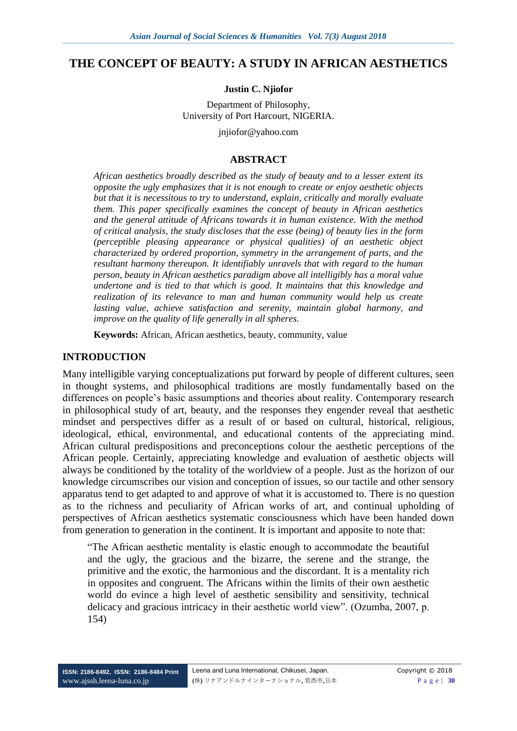# THE CONCEPT OF BEAUTY: A STUDY IN AFRICAN AESTHETICS

**Justin C. Njiofor**

Department of Philosophy,
University of Port Harcourt, NIGERIA.

jnjiofor@yahoo.com

## ABSTRACT

*African aesthetics broadly described as the study of beauty and to a lesser extent its opposite the ugly emphasizes that it is not enough to create or enjoy aesthetic objects but that it is necessitous to try to understand, explain, critically and morally evaluate them. This paper specifically examines the concept of beauty in African aesthetics and the general attitude of Africans towards it in human existence. With the method of critical analysis, the study discloses that the esse (being) of beauty lies in the form (perceptible pleasing appearance or physical qualities) of an aesthetic object characterized by ordered proportion, symmetry in the arrangement of parts, and the resultant harmony thereupon. It identifiably unravels that with regard to the human person, beauty in African aesthetics paradigm above all intelligibly has a moral value undertone and is tied to that which is good. It maintains that this knowledge and realization of its relevance to man and human community would help us create lasting value, achieve satisfaction and serenity, maintain global harmony, and improve on the quality of life generally in all spheres.*

**Keywords:** African, African aesthetics, beauty, community, value

## INTRODUCTION

Many intelligible varying conceptualizations put forward by people of different cultures, seen in thought systems, and philosophical traditions are mostly fundamentally based on the differences on people's basic assumptions and theories about reality. Contemporary research in philosophical study of art, beauty, and the responses they engender reveal that aesthetic mindset and perspectives differ as a result of or based on cultural, historical, religious, ideological, ethical, environmental, and educational contents of the appreciating mind. African cultural predispositions and preconceptions colour the aesthetic perceptions of the African people. Certainly, appreciating knowledge and evaluation of aesthetic objects will always be conditioned by the totality of the worldview of a people. Just as the horizon of our knowledge circumscribes our vision and conception of issues, so our tactile and other sensory apparatus tend to get adapted to and approve of what it is accustomed to. There is no question as to the richness and peculiarity of African works of art, and continual upholding of perspectives of African aesthetics systematic consciousness which have been handed down from generation to generation in the continent. It is important and apposite to note that:

> "The African aesthetic mentality is elastic enough to accommodate the beautiful and the ugly, the gracious and the bizarre, the serene and the strange, the primitive and the exotic, the harmonious and the discordant. It is a mentality rich in opposites and congruent. The Africans within the limits of their own aesthetic world do evince a high level of aesthetic sensibility and sensitivity, technical delicacy and gracious intricacy in their aesthetic world view". (Ozumba, 2007, p. 154)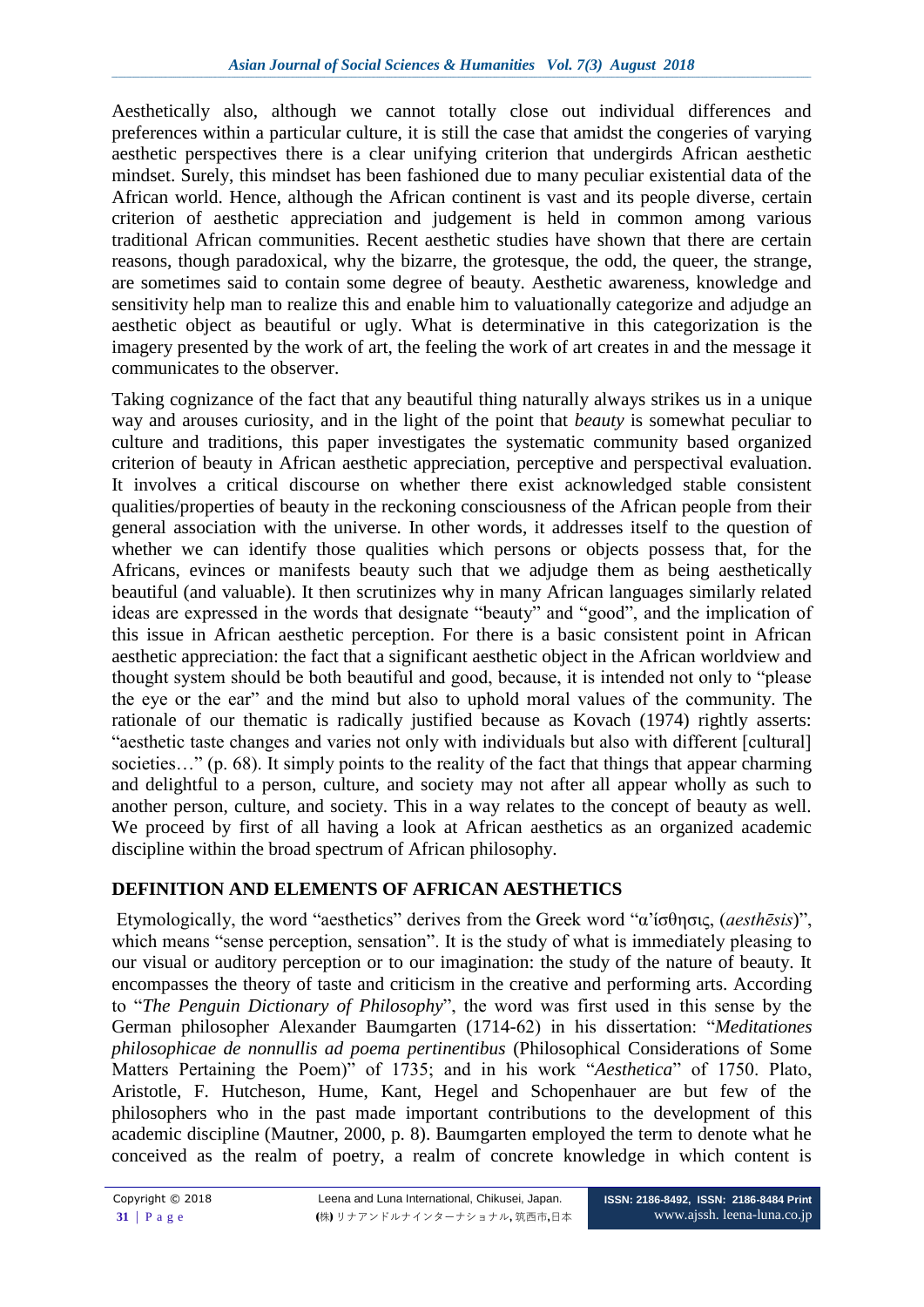Aesthetically also, although we cannot totally close out individual differences and preferences within a particular culture, it is still the case that amidst the congeries of varying aesthetic perspectives there is a clear unifying criterion that undergirds African aesthetic mindset. Surely, this mindset has been fashioned due to many peculiar existential data of the African world. Hence, although the African continent is vast and its people diverse, certain criterion of aesthetic appreciation and judgement is held in common among various traditional African communities. Recent aesthetic studies have shown that there are certain reasons, though paradoxical, why the bizarre, the grotesque, the odd, the queer, the strange, are sometimes said to contain some degree of beauty. Aesthetic awareness, knowledge and sensitivity help man to realize this and enable him to valuationally categorize and adjudge an aesthetic object as beautiful or ugly. What is determinative in this categorization is the imagery presented by the work of art, the feeling the work of art creates in and the message it communicates to the observer.

Taking cognizance of the fact that any beautiful thing naturally always strikes us in a unique way and arouses curiosity, and in the light of the point that *beauty* is somewhat peculiar to culture and traditions, this paper investigates the systematic community based organized criterion of beauty in African aesthetic appreciation, perceptive and perspectival evaluation. It involves a critical discourse on whether there exist acknowledged stable consistent qualities/properties of beauty in the reckoning consciousness of the African people from their general association with the universe. In other words, it addresses itself to the question of whether we can identify those qualities which persons or objects possess that, for the Africans, evinces or manifests beauty such that we adjudge them as being aesthetically beautiful (and valuable). It then scrutinizes why in many African languages similarly related ideas are expressed in the words that designate "beauty" and "good", and the implication of this issue in African aesthetic perception. For there is a basic consistent point in African aesthetic appreciation: the fact that a significant aesthetic object in the African worldview and thought system should be both beautiful and good, because, it is intended not only to "please the eye or the ear" and the mind but also to uphold moral values of the community. The rationale of our thematic is radically justified because as Kovach (1974) rightly asserts: "aesthetic taste changes and varies not only with individuals but also with different [cultural] societies…" (p. 68). It simply points to the reality of the fact that things that appear charming and delightful to a person, culture, and society may not after all appear wholly as such to another person, culture, and society. This in a way relates to the concept of beauty as well. We proceed by first of all having a look at African aesthetics as an organized academic discipline within the broad spectrum of African philosophy.

## DEFINITION AND ELEMENTS OF AFRICAN AESTHETICS

Etymologically, the word "aesthetics" derives from the Greek word "α'ίσθησις, (*aesthēsis*)", which means "sense perception, sensation". It is the study of what is immediately pleasing to our visual or auditory perception or to our imagination: the study of the nature of beauty. It encompasses the theory of taste and criticism in the creative and performing arts. According to "*The Penguin Dictionary of Philosophy*", the word was first used in this sense by the German philosopher Alexander Baumgarten (1714-62) in his dissertation: "*Meditationes philosophicae de nonnullis ad poema pertinentibus* (Philosophical Considerations of Some Matters Pertaining the Poem)" of 1735; and in his work "*Aesthetica*" of 1750. Plato, Aristotle, F. Hutcheson, Hume, Kant, Hegel and Schopenhauer are but few of the philosophers who in the past made important contributions to the development of this academic discipline (Mautner, 2000, p. 8). Baumgarten employed the term to denote what he conceived as the realm of poetry, a realm of concrete knowledge in which content is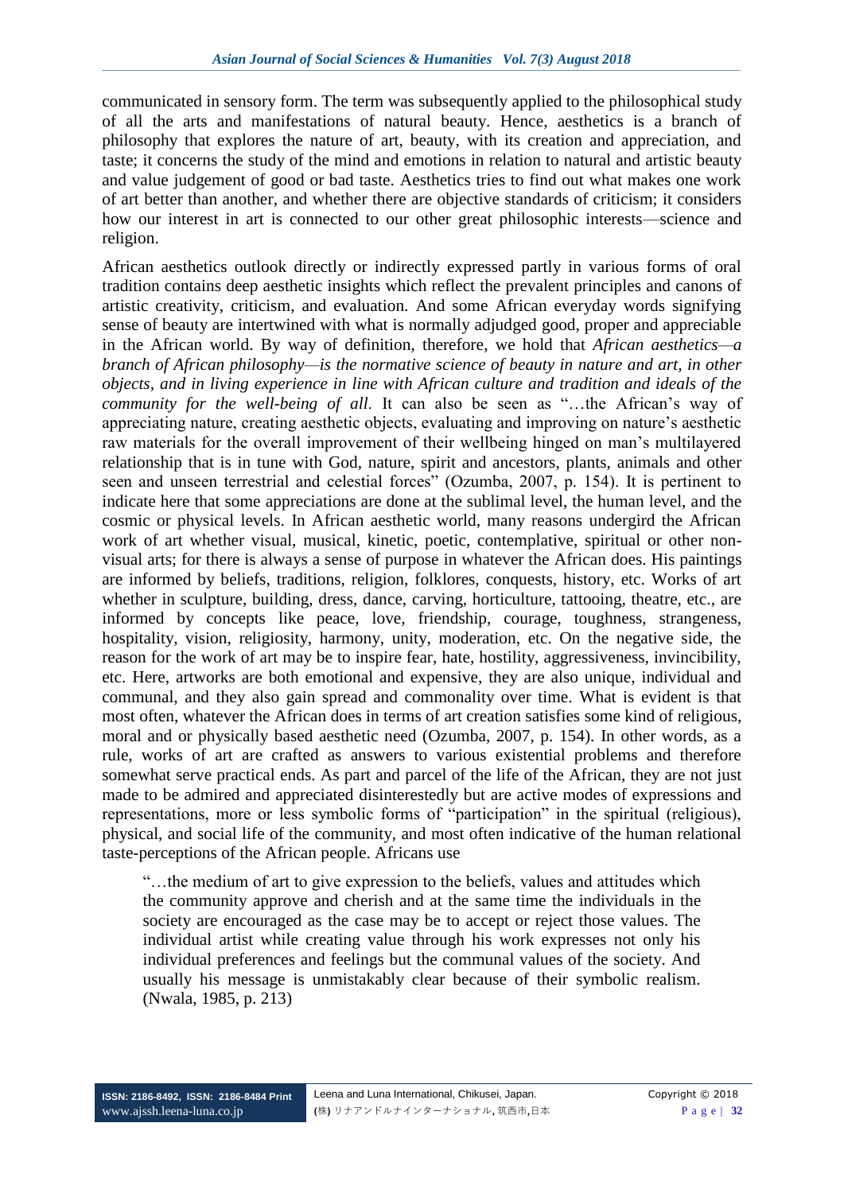communicated in sensory form. The term was subsequently applied to the philosophical study of all the arts and manifestations of natural beauty. Hence, aesthetics is a branch of philosophy that explores the nature of art, beauty, with its creation and appreciation, and taste; it concerns the study of the mind and emotions in relation to natural and artistic beauty and value judgement of good or bad taste. Aesthetics tries to find out what makes one work of art better than another, and whether there are objective standards of criticism; it considers how our interest in art is connected to our other great philosophic interests—science and religion.

African aesthetics outlook directly or indirectly expressed partly in various forms of oral tradition contains deep aesthetic insights which reflect the prevalent principles and canons of artistic creativity, criticism, and evaluation. And some African everyday words signifying sense of beauty are intertwined with what is normally adjudged good, proper and appreciable in the African world. By way of definition, therefore, we hold that *African aesthetics—a branch of African philosophy—is the normative science of beauty in nature and art, in other objects, and in living experience in line with African culture and tradition and ideals of the community for the well-being of all.* It can also be seen as "…the African's way of appreciating nature, creating aesthetic objects, evaluating and improving on nature's aesthetic raw materials for the overall improvement of their wellbeing hinged on man's multilayered relationship that is in tune with God, nature, spirit and ancestors, plants, animals and other seen and unseen terrestrial and celestial forces" (Ozumba, 2007, p. 154). It is pertinent to indicate here that some appreciations are done at the sublimal level, the human level, and the cosmic or physical levels. In African aesthetic world, many reasons undergird the African work of art whether visual, musical, kinetic, poetic, contemplative, spiritual or other non-visual arts; for there is always a sense of purpose in whatever the African does. His paintings are informed by beliefs, traditions, religion, folklores, conquests, history, etc. Works of art whether in sculpture, building, dress, dance, carving, horticulture, tattooing, theatre, etc., are informed by concepts like peace, love, friendship, courage, toughness, strangeness, hospitality, vision, religiosity, harmony, unity, moderation, etc. On the negative side, the reason for the work of art may be to inspire fear, hate, hostility, aggressiveness, invincibility, etc. Here, artworks are both emotional and expensive, they are also unique, individual and communal, and they also gain spread and commonality over time. What is evident is that most often, whatever the African does in terms of art creation satisfies some kind of religious, moral and or physically based aesthetic need (Ozumba, 2007, p. 154). In other words, as a rule, works of art are crafted as answers to various existential problems and therefore somewhat serve practical ends. As part and parcel of the life of the African, they are not just made to be admired and appreciated disinterestedly but are active modes of expressions and representations, more or less symbolic forms of "participation" in the spiritual (religious), physical, and social life of the community, and most often indicative of the human relational taste-perceptions of the African people. Africans use

> "…the medium of art to give expression to the beliefs, values and attitudes which the community approve and cherish and at the same time the individuals in the society are encouraged as the case may be to accept or reject those values. The individual artist while creating value through his work expresses not only his individual preferences and feelings but the communal values of the society. And usually his message is unmistakably clear because of their symbolic realism. (Nwala, 1985, p. 213)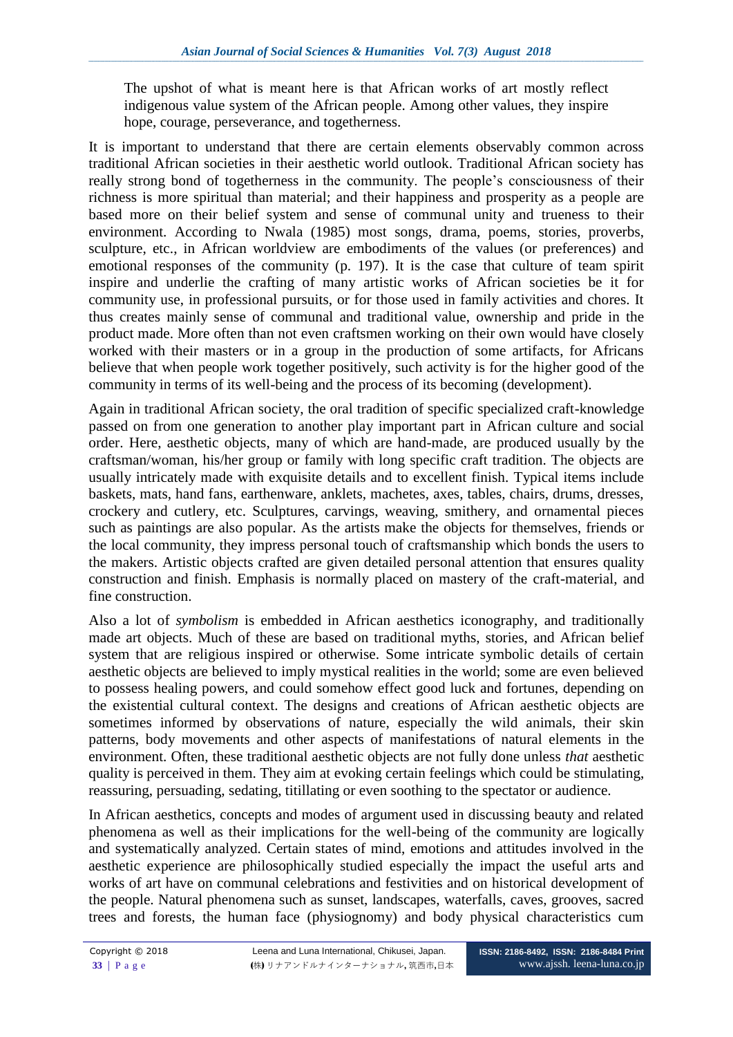> The upshot of what is meant here is that African works of art mostly reflect indigenous value system of the African people. Among other values, they inspire hope, courage, perseverance, and togetherness.

It is important to understand that there are certain elements observably common across traditional African societies in their aesthetic world outlook. Traditional African society has really strong bond of togetherness in the community. The people's consciousness of their richness is more spiritual than material; and their happiness and prosperity as a people are based more on their belief system and sense of communal unity and trueness to their environment. According to Nwala (1985) most songs, drama, poems, stories, proverbs, sculpture, etc., in African worldview are embodiments of the values (or preferences) and emotional responses of the community (p. 197). It is the case that culture of team spirit inspire and underlie the crafting of many artistic works of African societies be it for community use, in professional pursuits, or for those used in family activities and chores. It thus creates mainly sense of communal and traditional value, ownership and pride in the product made. More often than not even craftsmen working on their own would have closely worked with their masters or in a group in the production of some artifacts, for Africans believe that when people work together positively, such activity is for the higher good of the community in terms of its well-being and the process of its becoming (development).

Again in traditional African society, the oral tradition of specific specialized craft-knowledge passed on from one generation to another play important part in African culture and social order. Here, aesthetic objects, many of which are hand-made, are produced usually by the craftsman/woman, his/her group or family with long specific craft tradition. The objects are usually intricately made with exquisite details and to excellent finish. Typical items include baskets, mats, hand fans, earthenware, anklets, machetes, axes, tables, chairs, drums, dresses, crockery and cutlery, etc. Sculptures, carvings, weaving, smithery, and ornamental pieces such as paintings are also popular. As the artists make the objects for themselves, friends or the local community, they impress personal touch of craftsmanship which bonds the users to the makers. Artistic objects crafted are given detailed personal attention that ensures quality construction and finish. Emphasis is normally placed on mastery of the craft-material, and fine construction.

Also a lot of *symbolism* is embedded in African aesthetics iconography, and traditionally made art objects. Much of these are based on traditional myths, stories, and African belief system that are religious inspired or otherwise. Some intricate symbolic details of certain aesthetic objects are believed to imply mystical realities in the world; some are even believed to possess healing powers, and could somehow effect good luck and fortunes, depending on the existential cultural context. The designs and creations of African aesthetic objects are sometimes informed by observations of nature, especially the wild animals, their skin patterns, body movements and other aspects of manifestations of natural elements in the environment. Often, these traditional aesthetic objects are not fully done unless *that* aesthetic quality is perceived in them. They aim at evoking certain feelings which could be stimulating, reassuring, persuading, sedating, titillating or even soothing to the spectator or audience.

In African aesthetics, concepts and modes of argument used in discussing beauty and related phenomena as well as their implications for the well-being of the community are logically and systematically analyzed. Certain states of mind, emotions and attitudes involved in the aesthetic experience are philosophically studied especially the impact the useful arts and works of art have on communal celebrations and festivities and on historical development of the people. Natural phenomena such as sunset, landscapes, waterfalls, caves, grooves, sacred trees and forests, the human face (physiognomy) and body physical characteristics cum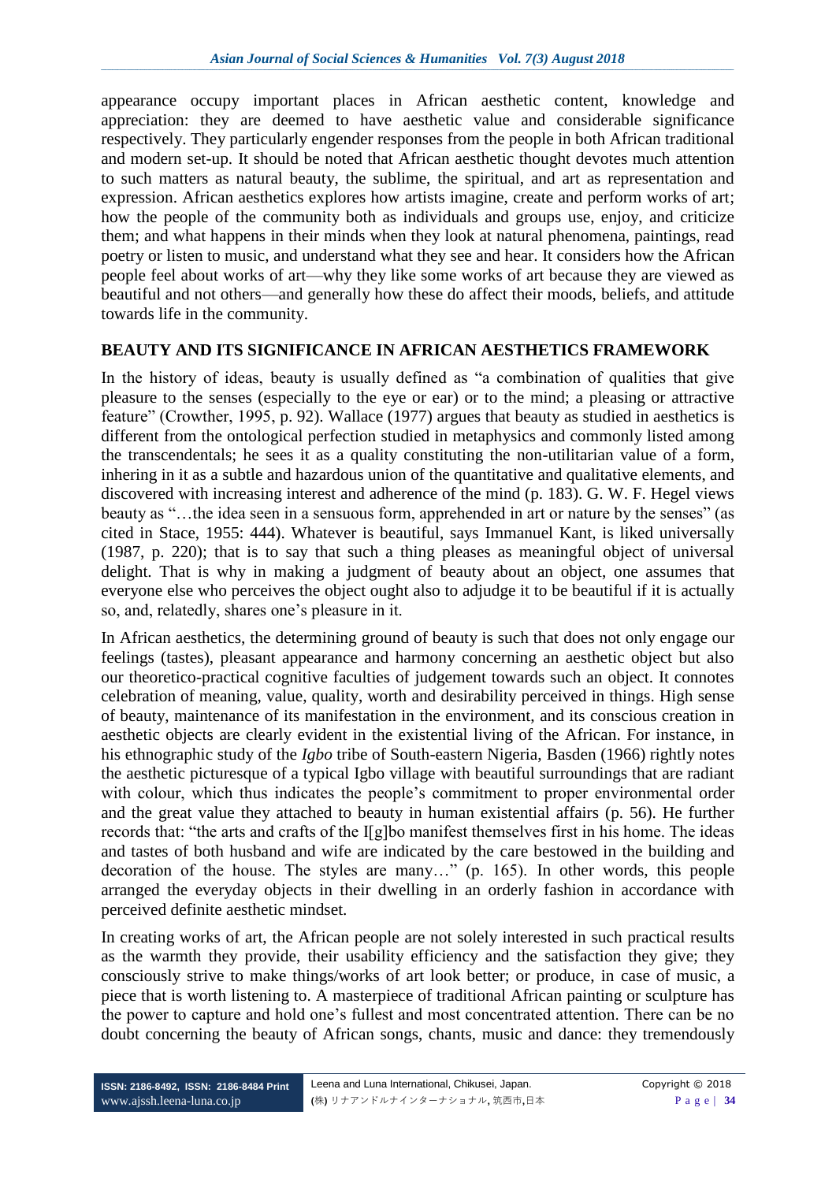appearance occupy important places in African aesthetic content, knowledge and appreciation: they are deemed to have aesthetic value and considerable significance respectively. They particularly engender responses from the people in both African traditional and modern set-up. It should be noted that African aesthetic thought devotes much attention to such matters as natural beauty, the sublime, the spiritual, and art as representation and expression. African aesthetics explores how artists imagine, create and perform works of art; how the people of the community both as individuals and groups use, enjoy, and criticize them; and what happens in their minds when they look at natural phenomena, paintings, read poetry or listen to music, and understand what they see and hear. It considers how the African people feel about works of art—why they like some works of art because they are viewed as beautiful and not others—and generally how these do affect their moods, beliefs, and attitude towards life in the community.

## BEAUTY AND ITS SIGNIFICANCE IN AFRICAN AESTHETICS FRAMEWORK

In the history of ideas, beauty is usually defined as "a combination of qualities that give pleasure to the senses (especially to the eye or ear) or to the mind; a pleasing or attractive feature" (Crowther, 1995, p. 92). Wallace (1977) argues that beauty as studied in aesthetics is different from the ontological perfection studied in metaphysics and commonly listed among the transcendentals; he sees it as a quality constituting the non-utilitarian value of a form, inhering in it as a subtle and hazardous union of the quantitative and qualitative elements, and discovered with increasing interest and adherence of the mind (p. 183). G. W. F. Hegel views beauty as "…the idea seen in a sensuous form, apprehended in art or nature by the senses" (as cited in Stace, 1955: 444). Whatever is beautiful, says Immanuel Kant, is liked universally (1987, p. 220); that is to say that such a thing pleases as meaningful object of universal delight. That is why in making a judgment of beauty about an object, one assumes that everyone else who perceives the object ought also to adjudge it to be beautiful if it is actually so, and, relatedly, shares one's pleasure in it.

In African aesthetics, the determining ground of beauty is such that does not only engage our feelings (tastes), pleasant appearance and harmony concerning an aesthetic object but also our theoretico-practical cognitive faculties of judgement towards such an object. It connotes celebration of meaning, value, quality, worth and desirability perceived in things. High sense of beauty, maintenance of its manifestation in the environment, and its conscious creation in aesthetic objects are clearly evident in the existential living of the African. For instance, in his ethnographic study of the *Igbo* tribe of South-eastern Nigeria, Basden (1966) rightly notes the aesthetic picturesque of a typical Igbo village with beautiful surroundings that are radiant with colour, which thus indicates the people's commitment to proper environmental order and the great value they attached to beauty in human existential affairs (p. 56). He further records that: "the arts and crafts of the I[g]bo manifest themselves first in his home. The ideas and tastes of both husband and wife are indicated by the care bestowed in the building and decoration of the house. The styles are many…" (p. 165). In other words, this people arranged the everyday objects in their dwelling in an orderly fashion in accordance with perceived definite aesthetic mindset.

In creating works of art, the African people are not solely interested in such practical results as the warmth they provide, their usability efficiency and the satisfaction they give; they consciously strive to make things/works of art look better; or produce, in case of music, a piece that is worth listening to. A masterpiece of traditional African painting or sculpture has the power to capture and hold one's fullest and most concentrated attention. There can be no doubt concerning the beauty of African songs, chants, music and dance: they tremendously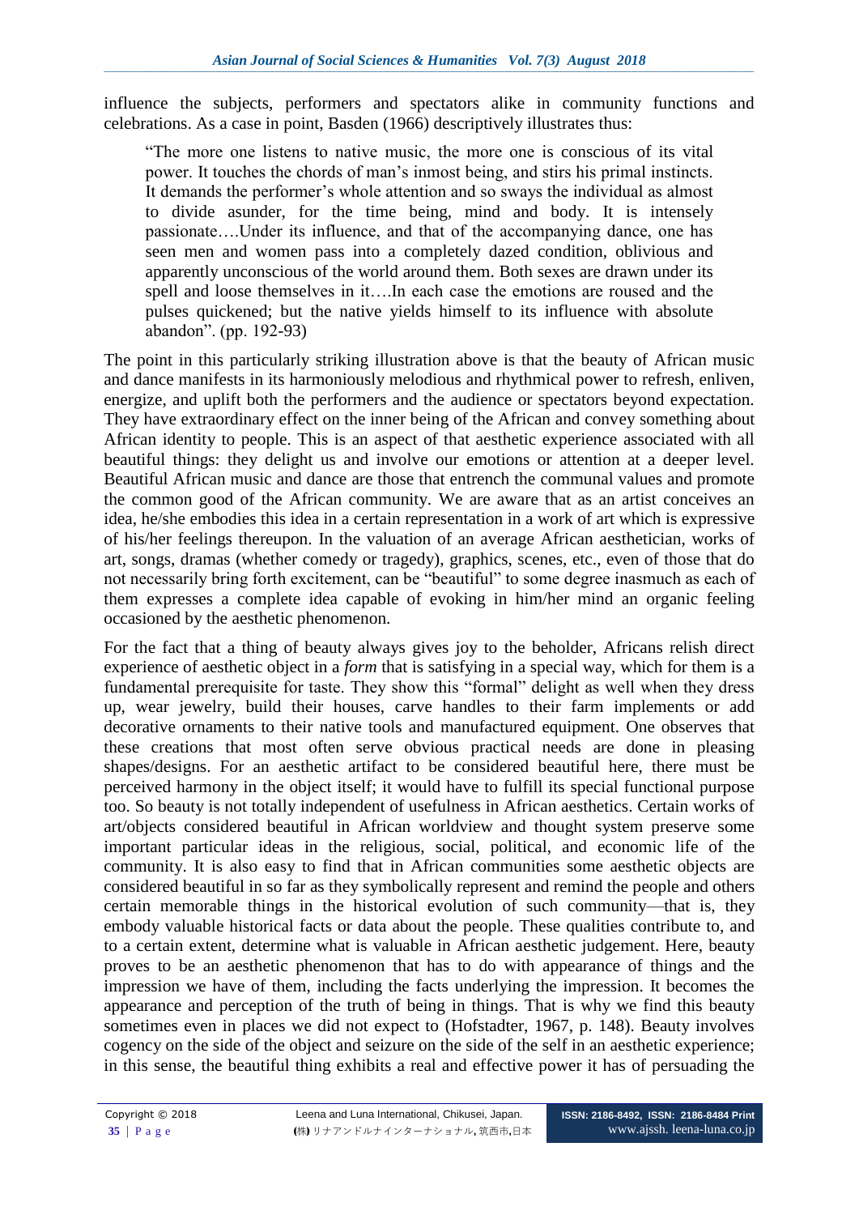influence the subjects, performers and spectators alike in community functions and celebrations. As a case in point, Basden (1966) descriptively illustrates thus:

> "The more one listens to native music, the more one is conscious of its vital power. It touches the chords of man's inmost being, and stirs his primal instincts. It demands the performer's whole attention and so sways the individual as almost to divide asunder, for the time being, mind and body. It is intensely passionate….Under its influence, and that of the accompanying dance, one has seen men and women pass into a completely dazed condition, oblivious and apparently unconscious of the world around them. Both sexes are drawn under its spell and loose themselves in it….In each case the emotions are roused and the pulses quickened; but the native yields himself to its influence with absolute abandon". (pp. 192-93)

The point in this particularly striking illustration above is that the beauty of African music and dance manifests in its harmoniously melodious and rhythmical power to refresh, enliven, energize, and uplift both the performers and the audience or spectators beyond expectation. They have extraordinary effect on the inner being of the African and convey something about African identity to people. This is an aspect of that aesthetic experience associated with all beautiful things: they delight us and involve our emotions or attention at a deeper level. Beautiful African music and dance are those that entrench the communal values and promote the common good of the African community. We are aware that as an artist conceives an idea, he/she embodies this idea in a certain representation in a work of art which is expressive of his/her feelings thereupon. In the valuation of an average African aesthetician, works of art, songs, dramas (whether comedy or tragedy), graphics, scenes, etc., even of those that do not necessarily bring forth excitement, can be "beautiful" to some degree inasmuch as each of them expresses a complete idea capable of evoking in him/her mind an organic feeling occasioned by the aesthetic phenomenon.

For the fact that a thing of beauty always gives joy to the beholder, Africans relish direct experience of aesthetic object in a *form* that is satisfying in a special way, which for them is a fundamental prerequisite for taste. They show this "formal" delight as well when they dress up, wear jewelry, build their houses, carve handles to their farm implements or add decorative ornaments to their native tools and manufactured equipment. One observes that these creations that most often serve obvious practical needs are done in pleasing shapes/designs. For an aesthetic artifact to be considered beautiful here, there must be perceived harmony in the object itself; it would have to fulfill its special functional purpose too. So beauty is not totally independent of usefulness in African aesthetics. Certain works of art/objects considered beautiful in African worldview and thought system preserve some important particular ideas in the religious, social, political, and economic life of the community. It is also easy to find that in African communities some aesthetic objects are considered beautiful in so far as they symbolically represent and remind the people and others certain memorable things in the historical evolution of such community—that is, they embody valuable historical facts or data about the people. These qualities contribute to, and to a certain extent, determine what is valuable in African aesthetic judgement. Here, beauty proves to be an aesthetic phenomenon that has to do with appearance of things and the impression we have of them, including the facts underlying the impression. It becomes the appearance and perception of the truth of being in things. That is why we find this beauty sometimes even in places we did not expect to (Hofstadter, 1967, p. 148). Beauty involves cogency on the side of the object and seizure on the side of the self in an aesthetic experience; in this sense, the beautiful thing exhibits a real and effective power it has of persuading the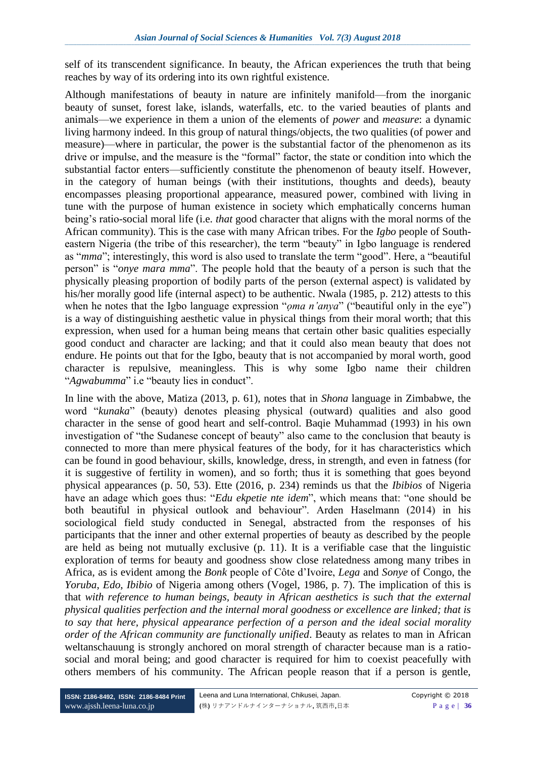self of its transcendent significance. In beauty, the African experiences the truth that being reaches by way of its ordering into its own rightful existence.

Although manifestations of beauty in nature are infinitely manifold—from the inorganic beauty of sunset, forest lake, islands, waterfalls, etc. to the varied beauties of plants and animals—we experience in them a union of the elements of *power* and *measure*: a dynamic living harmony indeed. In this group of natural things/objects, the two qualities (of power and measure)—where in particular, the power is the substantial factor of the phenomenon as its drive or impulse, and the measure is the "formal" factor, the state or condition into which the substantial factor enters—sufficiently constitute the phenomenon of beauty itself. However, in the category of human beings (with their institutions, thoughts and deeds), beauty encompasses pleasing proportional appearance, measured power, combined with living in tune with the purpose of human existence in society which emphatically concerns human being's ratio-social moral life (i.e. *that* good character that aligns with the moral norms of the African community). This is the case with many African tribes. For the *Igbo* people of South-eastern Nigeria (the tribe of this researcher), the term "beauty" in Igbo language is rendered as "*mma*"; interestingly, this word is also used to translate the term "good". Here, a "beautiful person" is "*onye mara mma*". The people hold that the beauty of a person is such that the physically pleasing proportion of bodily parts of the person (external aspect) is validated by his/her morally good life (internal aspect) to be authentic. Nwala (1985, p. 212) attests to this when he notes that the Igbo language expression "*ọma n'anya*" ("beautiful only in the eye") is a way of distinguishing aesthetic value in physical things from their moral worth; that this expression, when used for a human being means that certain other basic qualities especially good conduct and character are lacking; and that it could also mean beauty that does not endure. He points out that for the Igbo, beauty that is not accompanied by moral worth, good character is repulsive, meaningless. This is why some Igbo name their children "*Agwabumma*" i.e "beauty lies in conduct".

In line with the above, Matiza (2013, p. 61), notes that in *Shona* language in Zimbabwe, the word "*kunaka*" (beauty) denotes pleasing physical (outward) qualities and also good character in the sense of good heart and self-control. Baqie Muhammad (1993) in his own investigation of "the Sudanese concept of beauty" also came to the conclusion that beauty is connected to more than mere physical features of the body, for it has characteristics which can be found in good behaviour, skills, knowledge, dress, in strength, and even in fatness (for it is suggestive of fertility in women), and so forth; thus it is something that goes beyond physical appearances (p. 50, 53). Ette (2016, p. 234) reminds us that the *Ibibios* of Nigeria have an adage which goes thus: "*Edu ekpetie nte idem*", which means that: "one should be both beautiful in physical outlook and behaviour". Arden Haselmann (2014) in his sociological field study conducted in Senegal, abstracted from the responses of his participants that the inner and other external properties of beauty as described by the people are held as being not mutually exclusive (p. 11). It is a verifiable case that the linguistic exploration of terms for beauty and goodness show close relatedness among many tribes in Africa, as is evident among the *Bonk* people of Côte d'Ivoire, *Lega* and *Sonye* of Congo, the *Yoruba*, *Edo*, *Ibibio* of Nigeria among others (Vogel, 1986, p. 7). The implication of this is that *with reference to human beings, beauty in African aesthetics is such that the external physical qualities perfection and the internal moral goodness or excellence are linked; that is to say that here, physical appearance perfection of a person and the ideal social morality order of the African community are functionally unified*. Beauty as relates to man in African weltanschauung is strongly anchored on moral strength of character because man is a ratio-social and moral being; and good character is required for him to coexist peacefully with others members of his community. The African people reason that if a person is gentle,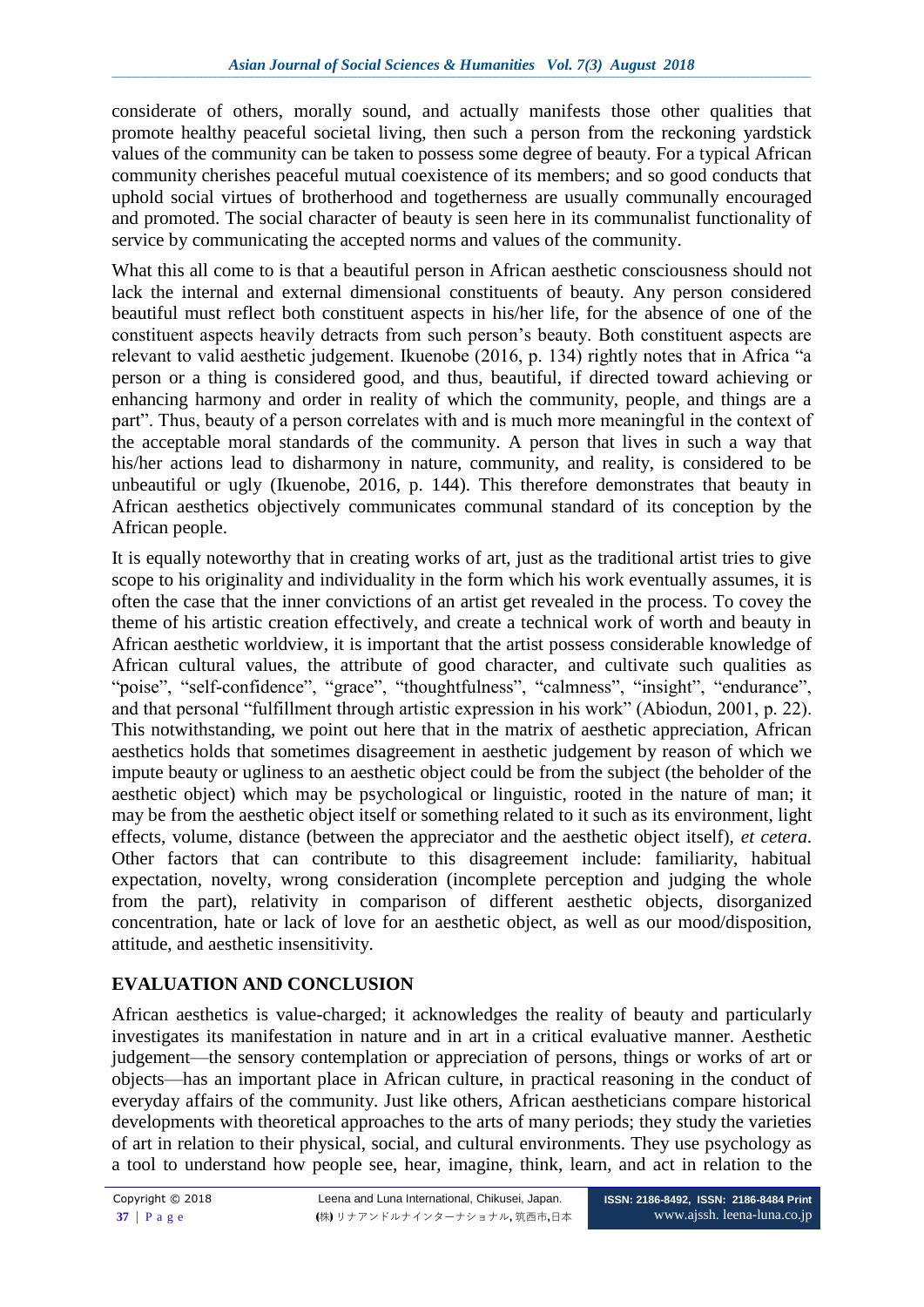considerate of others, morally sound, and actually manifests those other qualities that promote healthy peaceful societal living, then such a person from the reckoning yardstick values of the community can be taken to possess some degree of beauty. For a typical African community cherishes peaceful mutual coexistence of its members; and so good conducts that uphold social virtues of brotherhood and togetherness are usually communally encouraged and promoted. The social character of beauty is seen here in its communalist functionality of service by communicating the accepted norms and values of the community.

What this all come to is that a beautiful person in African aesthetic consciousness should not lack the internal and external dimensional constituents of beauty. Any person considered beautiful must reflect both constituent aspects in his/her life, for the absence of one of the constituent aspects heavily detracts from such person's beauty. Both constituent aspects are relevant to valid aesthetic judgement. Ikuenobe (2016, p. 134) rightly notes that in Africa "a person or a thing is considered good, and thus, beautiful, if directed toward achieving or enhancing harmony and order in reality of which the community, people, and things are a part". Thus, beauty of a person correlates with and is much more meaningful in the context of the acceptable moral standards of the community. A person that lives in such a way that his/her actions lead to disharmony in nature, community, and reality, is considered to be unbeautiful or ugly (Ikuenobe, 2016, p. 144). This therefore demonstrates that beauty in African aesthetics objectively communicates communal standard of its conception by the African people.

It is equally noteworthy that in creating works of art, just as the traditional artist tries to give scope to his originality and individuality in the form which his work eventually assumes, it is often the case that the inner convictions of an artist get revealed in the process. To covey the theme of his artistic creation effectively, and create a technical work of worth and beauty in African aesthetic worldview, it is important that the artist possess considerable knowledge of African cultural values, the attribute of good character, and cultivate such qualities as "poise", "self-confidence", "grace", "thoughtfulness", "calmness", "insight", "endurance", and that personal "fulfillment through artistic expression in his work" (Abiodun, 2001, p. 22). This notwithstanding, we point out here that in the matrix of aesthetic appreciation, African aesthetics holds that sometimes disagreement in aesthetic judgement by reason of which we impute beauty or ugliness to an aesthetic object could be from the subject (the beholder of the aesthetic object) which may be psychological or linguistic, rooted in the nature of man; it may be from the aesthetic object itself or something related to it such as its environment, light effects, volume, distance (between the appreciator and the aesthetic object itself), *et cetera*. Other factors that can contribute to this disagreement include: familiarity, habitual expectation, novelty, wrong consideration (incomplete perception and judging the whole from the part), relativity in comparison of different aesthetic objects, disorganized concentration, hate or lack of love for an aesthetic object, as well as our mood/disposition, attitude, and aesthetic insensitivity.

## EVALUATION AND CONCLUSION

African aesthetics is value-charged; it acknowledges the reality of beauty and particularly investigates its manifestation in nature and in art in a critical evaluative manner. Aesthetic judgement—the sensory contemplation or appreciation of persons, things or works of art or objects—has an important place in African culture, in practical reasoning in the conduct of everyday affairs of the community. Just like others, African aestheticians compare historical developments with theoretical approaches to the arts of many periods; they study the varieties of art in relation to their physical, social, and cultural environments. They use psychology as a tool to understand how people see, hear, imagine, think, learn, and act in relation to the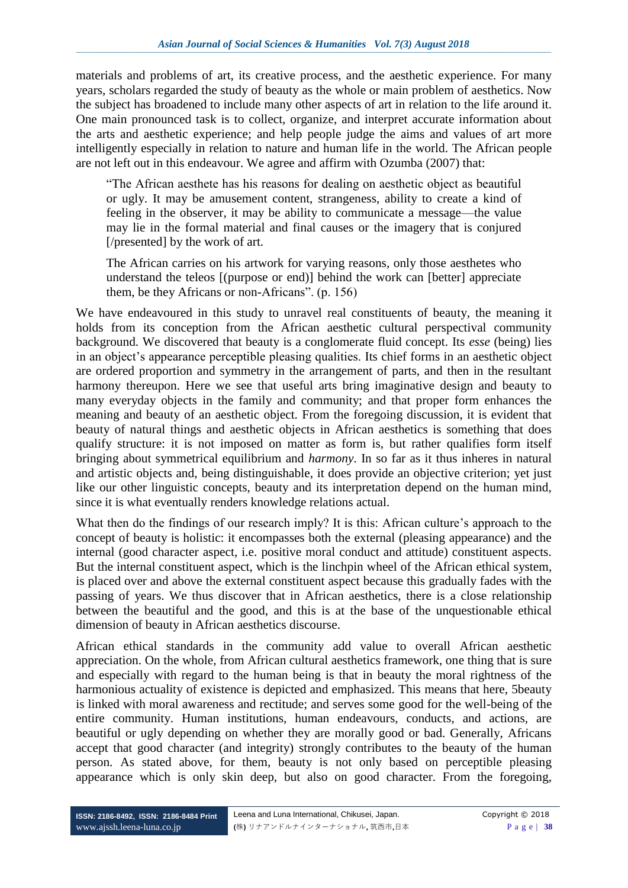materials and problems of art, its creative process, and the aesthetic experience. For many years, scholars regarded the study of beauty as the whole or main problem of aesthetics. Now the subject has broadened to include many other aspects of art in relation to the life around it. One main pronounced task is to collect, organize, and interpret accurate information about the arts and aesthetic experience; and help people judge the aims and values of art more intelligently especially in relation to nature and human life in the world. The African people are not left out in this endeavour. We agree and affirm with Ozumba (2007) that:

> "The African aesthete has his reasons for dealing on aesthetic object as beautiful or ugly. It may be amusement content, strangeness, ability to create a kind of feeling in the observer, it may be ability to communicate a message—the value may lie in the formal material and final causes or the imagery that is conjured [/presented] by the work of art.
>
> The African carries on his artwork for varying reasons, only those aesthetes who understand the teleos [(purpose or end)] behind the work can [better] appreciate them, be they Africans or non-Africans". (p. 156)

We have endeavoured in this study to unravel real constituents of beauty, the meaning it holds from its conception from the African aesthetic cultural perspectival community background. We discovered that beauty is a conglomerate fluid concept. Its *esse* (being) lies in an object's appearance perceptible pleasing qualities. Its chief forms in an aesthetic object are ordered proportion and symmetry in the arrangement of parts, and then in the resultant harmony thereupon. Here we see that useful arts bring imaginative design and beauty to many everyday objects in the family and community; and that proper form enhances the meaning and beauty of an aesthetic object. From the foregoing discussion, it is evident that beauty of natural things and aesthetic objects in African aesthetics is something that does qualify structure: it is not imposed on matter as form is, but rather qualifies form itself bringing about symmetrical equilibrium and *harmony*. In so far as it thus inheres in natural and artistic objects and, being distinguishable, it does provide an objective criterion; yet just like our other linguistic concepts, beauty and its interpretation depend on the human mind, since it is what eventually renders knowledge relations actual.

What then do the findings of our research imply? It is this: African culture's approach to the concept of beauty is holistic: it encompasses both the external (pleasing appearance) and the internal (good character aspect, i.e. positive moral conduct and attitude) constituent aspects. But the internal constituent aspect, which is the linchpin wheel of the African ethical system, is placed over and above the external constituent aspect because this gradually fades with the passing of years. We thus discover that in African aesthetics, there is a close relationship between the beautiful and the good, and this is at the base of the unquestionable ethical dimension of beauty in African aesthetics discourse.

African ethical standards in the community add value to overall African aesthetic appreciation. On the whole, from African cultural aesthetics framework, one thing that is sure and especially with regard to the human being is that in beauty the moral rightness of the harmonious actuality of existence is depicted and emphasized. This means that here, 5beauty is linked with moral awareness and rectitude; and serves some good for the well-being of the entire community. Human institutions, human endeavours, conducts, and actions, are beautiful or ugly depending on whether they are morally good or bad. Generally, Africans accept that good character (and integrity) strongly contributes to the beauty of the human person. As stated above, for them, beauty is not only based on perceptible pleasing appearance which is only skin deep, but also on good character. From the foregoing,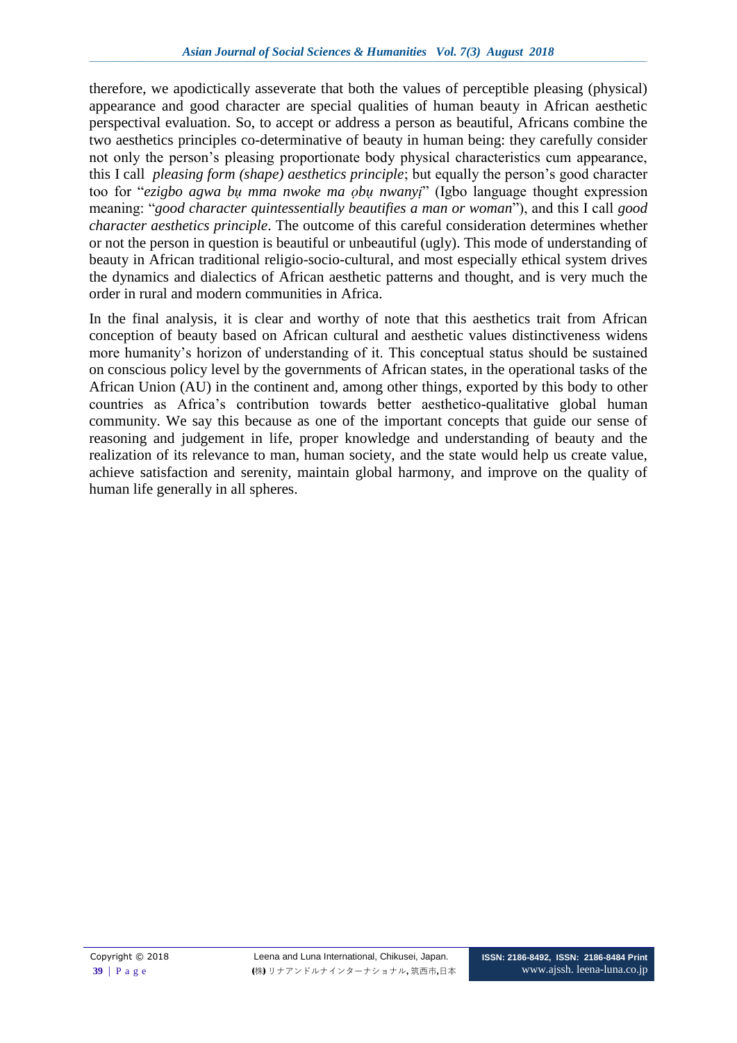therefore, we apodictically asseverate that both the values of perceptible pleasing (physical) appearance and good character are special qualities of human beauty in African aesthetic perspectival evaluation. So, to accept or address a person as beautiful, Africans combine the two aesthetics principles co-determinative of beauty in human being: they carefully consider not only the person's pleasing proportionate body physical characteristics cum appearance, this I call *pleasing form (shape) aesthetics principle*; but equally the person's good character too for "*ezigbo agwa bụ mma nwoke ma ọbụ nwanyị*" (Igbo language thought expression meaning: "*good character quintessentially beautifies a man or woman*"), and this I call *good character aesthetics principle*. The outcome of this careful consideration determines whether or not the person in question is beautiful or unbeautiful (ugly). This mode of understanding of beauty in African traditional religio-socio-cultural, and most especially ethical system drives the dynamics and dialectics of African aesthetic patterns and thought, and is very much the order in rural and modern communities in Africa.

In the final analysis, it is clear and worthy of note that this aesthetics trait from African conception of beauty based on African cultural and aesthetic values distinctiveness widens more humanity's horizon of understanding of it. This conceptual status should be sustained on conscious policy level by the governments of African states, in the operational tasks of the African Union (AU) in the continent and, among other things, exported by this body to other countries as Africa's contribution towards better aesthetico-qualitative global human community. We say this because as one of the important concepts that guide our sense of reasoning and judgement in life, proper knowledge and understanding of beauty and the realization of its relevance to man, human society, and the state would help us create value, achieve satisfaction and serenity, maintain global harmony, and improve on the quality of human life generally in all spheres.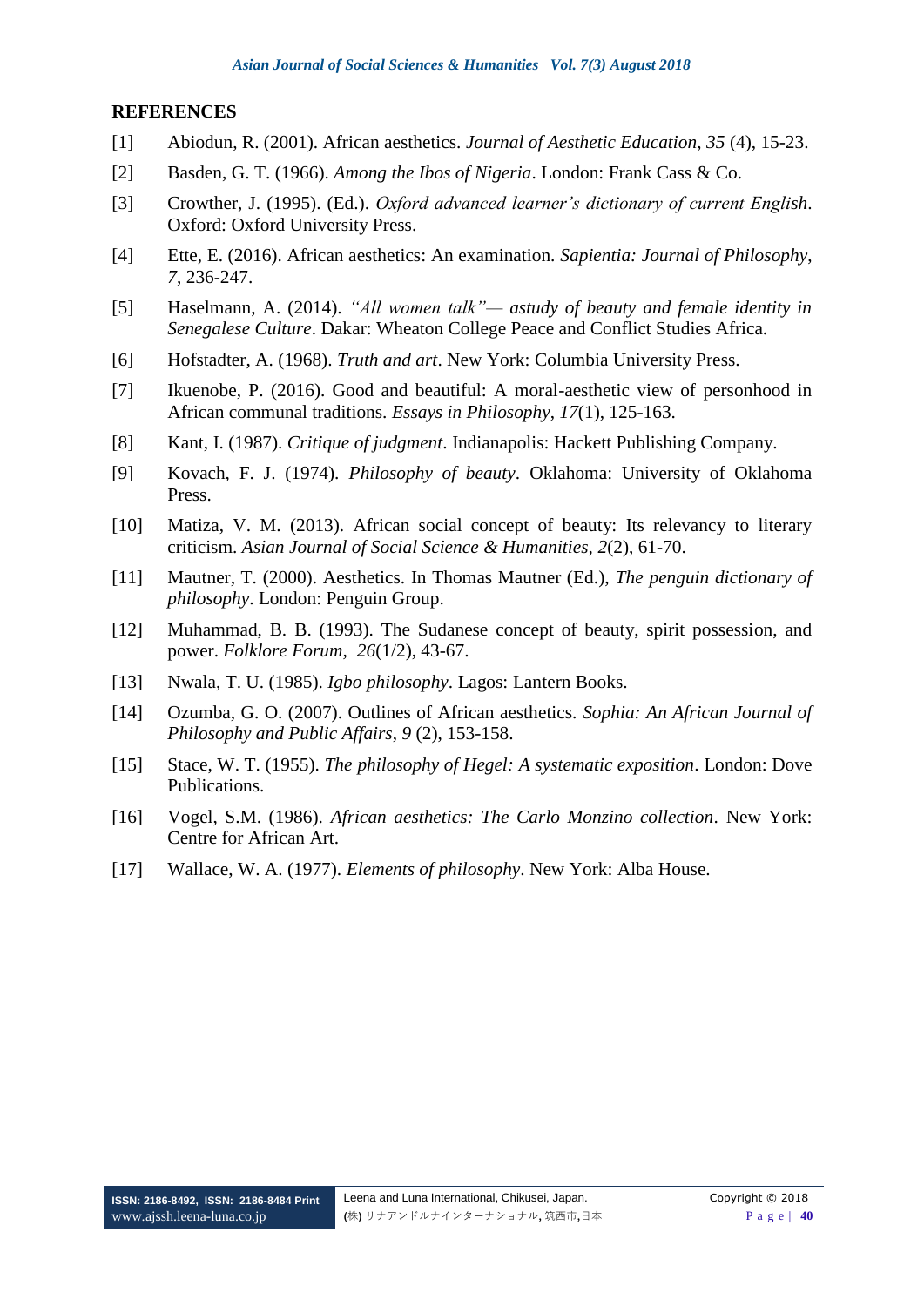## REFERENCES

[1] Abiodun, R. (2001). African aesthetics. *Journal of Aesthetic Education*, *35* (4), 15-23.

[2] Basden, G. T. (1966). *Among the Ibos of Nigeria*. London: Frank Cass & Co.

[3] Crowther, J. (1995). (Ed.). *Oxford advanced learner's dictionary of current English*. Oxford: Oxford University Press.

[4] Ette, E. (2016). African aesthetics: An examination. *Sapientia: Journal of Philosophy, 7*, 236-247.

[5] Haselmann, A. (2014). *"All women talk"— astudy of beauty and female identity in Senegalese Culture*. Dakar: Wheaton College Peace and Conflict Studies Africa.

[6] Hofstadter, A. (1968). *Truth and art*. New York: Columbia University Press.

[7] Ikuenobe, P. (2016). Good and beautiful: A moral-aesthetic view of personhood in African communal traditions. *Essays in Philosophy*, *17*(1), 125-163.

[8] Kant, I. (1987). *Critique of judgment*. Indianapolis: Hackett Publishing Company.

[9] Kovach, F. J. (1974). *Philosophy of beauty*. Oklahoma: University of Oklahoma Press.

[10] Matiza, V. M. (2013). African social concept of beauty: Its relevancy to literary criticism. *Asian Journal of Social Science & Humanities, 2*(2), 61-70.

[11] Mautner, T. (2000). Aesthetics. In Thomas Mautner (Ed.), *The penguin dictionary of philosophy*. London: Penguin Group.

[12] Muhammad, B. B. (1993). The Sudanese concept of beauty, spirit possession, and power. *Folklore Forum, 26*(1/2), 43-67.

[13] Nwala, T. U. (1985). *Igbo philosophy*. Lagos: Lantern Books.

[14] Ozumba, G. O. (2007). Outlines of African aesthetics. *Sophia: An African Journal of Philosophy and Public Affairs*, *9* (2), 153-158.

[15] Stace, W. T. (1955). *The philosophy of Hegel: A systematic exposition*. London: Dove Publications.

[16] Vogel, S.M. (1986). *African aesthetics: The Carlo Monzino collection*. New York: Centre for African Art.

[17] Wallace, W. A. (1977). *Elements of philosophy*. New York: Alba House.